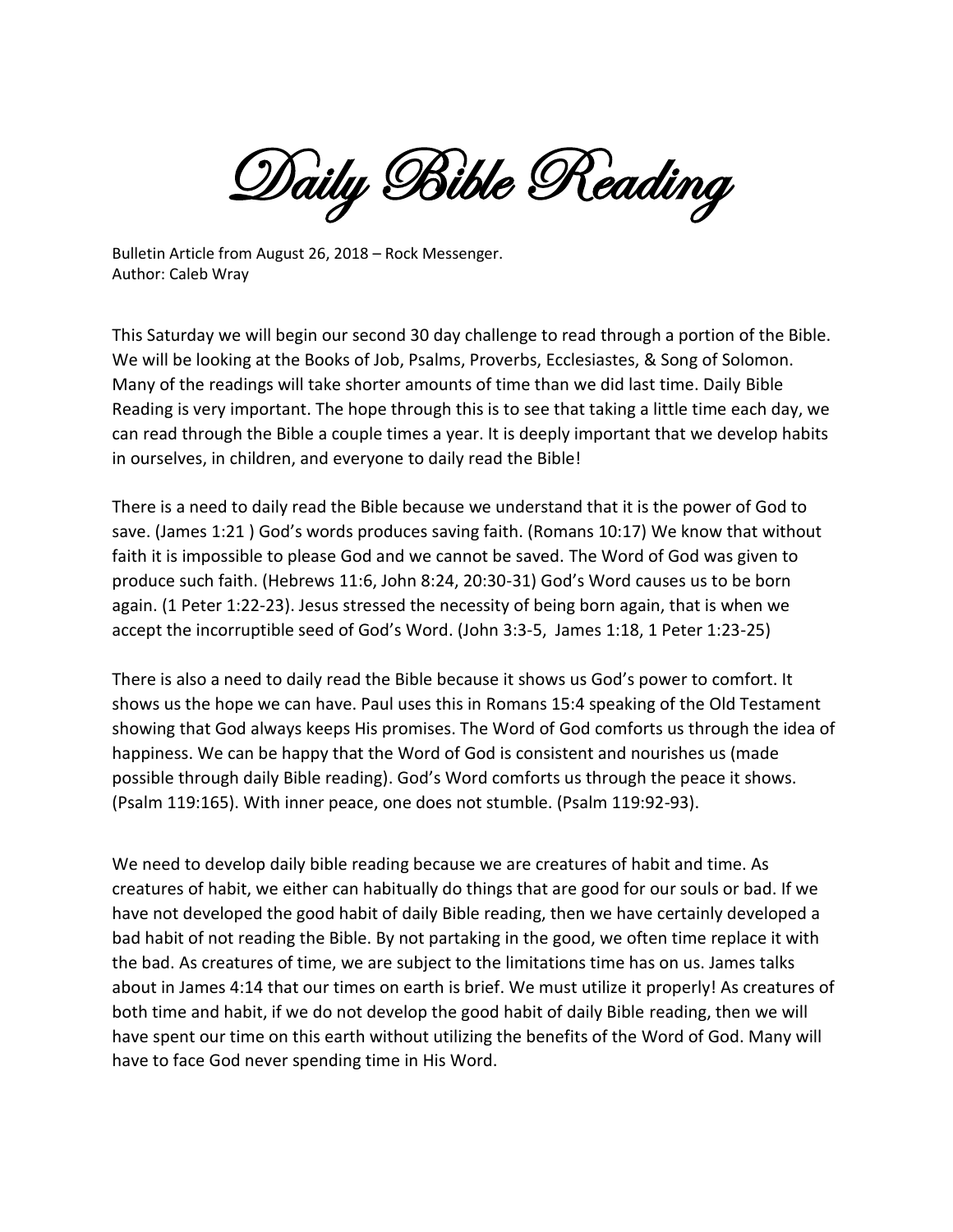# Daily Bible Reading

Bulletin Article from August 26, 2018 – Rock Messenger.
Author: Caleb Wray

This Saturday we will begin our second 30 day challenge to read through a portion of the Bible. We will be looking at the Books of Job, Psalms, Proverbs, Ecclesiastes, & Song of Solomon. Many of the readings will take shorter amounts of time than we did last time. Daily Bible Reading is very important. The hope through this is to see that taking a little time each day, we can read through the Bible a couple times a year. It is deeply important that we develop habits in ourselves, in children, and everyone to daily read the Bible!

There is a need to daily read the Bible because we understand that it is the power of God to save. (James 1:21 ) God's words produces saving faith. (Romans 10:17) We know that without faith it is impossible to please God and we cannot be saved. The Word of God was given to produce such faith. (Hebrews 11:6, John 8:24, 20:30-31) God's Word causes us to be born again. (1 Peter 1:22-23). Jesus stressed the necessity of being born again, that is when we accept the incorruptible seed of God's Word. (John 3:3-5, James 1:18, 1 Peter 1:23-25)

There is also a need to daily read the Bible because it shows us God's power to comfort. It shows us the hope we can have. Paul uses this in Romans 15:4 speaking of the Old Testament showing that God always keeps His promises. The Word of God comforts us through the idea of happiness. We can be happy that the Word of God is consistent and nourishes us (made possible through daily Bible reading). God's Word comforts us through the peace it shows. (Psalm 119:165). With inner peace, one does not stumble. (Psalm 119:92-93).

We need to develop daily bible reading because we are creatures of habit and time. As creatures of habit, we either can habitually do things that are good for our souls or bad. If we have not developed the good habit of daily Bible reading, then we have certainly developed a bad habit of not reading the Bible. By not partaking in the good, we often time replace it with the bad. As creatures of time, we are subject to the limitations time has on us. James talks about in James 4:14 that our times on earth is brief. We must utilize it properly! As creatures of both time and habit, if we do not develop the good habit of daily Bible reading, then we will have spent our time on this earth without utilizing the benefits of the Word of God. Many will have to face God never spending time in His Word.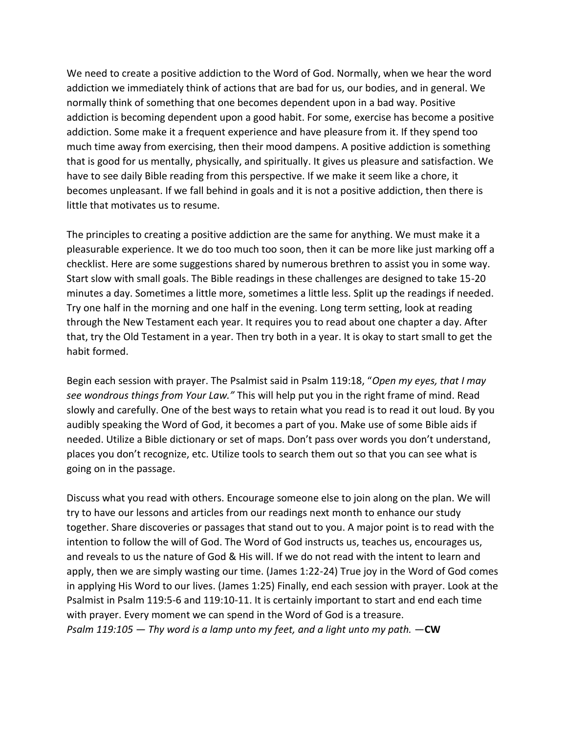We need to create a positive addiction to the Word of God. Normally, when we hear the word addiction we immediately think of actions that are bad for us, our bodies, and in general. We normally think of something that one becomes dependent upon in a bad way. Positive addiction is becoming dependent upon a good habit. For some, exercise has become a positive addiction. Some make it a frequent experience and have pleasure from it. If they spend too much time away from exercising, then their mood dampens. A positive addiction is something that is good for us mentally, physically, and spiritually. It gives us pleasure and satisfaction. We have to see daily Bible reading from this perspective. If we make it seem like a chore, it becomes unpleasant. If we fall behind in goals and it is not a positive addiction, then there is little that motivates us to resume.

The principles to creating a positive addiction are the same for anything. We must make it a pleasurable experience. It we do too much too soon, then it can be more like just marking off a checklist. Here are some suggestions shared by numerous brethren to assist you in some way. Start slow with small goals. The Bible readings in these challenges are designed to take 15-20 minutes a day. Sometimes a little more, sometimes a little less. Split up the readings if needed. Try one half in the morning and one half in the evening. Long term setting, look at reading through the New Testament each year. It requires you to read about one chapter a day. After that, try the Old Testament in a year. Then try both in a year. It is okay to start small to get the habit formed.

Begin each session with prayer. The Psalmist said in Psalm 119:18, "*Open my eyes, that I may see wondrous things from Your Law.*" This will help put you in the right frame of mind. Read slowly and carefully. One of the best ways to retain what you read is to read it out loud. By you audibly speaking the Word of God, it becomes a part of you. Make use of some Bible aids if needed. Utilize a Bible dictionary or set of maps. Don't pass over words you don't understand, places you don't recognize, etc. Utilize tools to search them out so that you can see what is going on in the passage.

Discuss what you read with others. Encourage someone else to join along on the plan. We will try to have our lessons and articles from our readings next month to enhance our study together. Share discoveries or passages that stand out to you. A major point is to read with the intention to follow the will of God. The Word of God instructs us, teaches us, encourages us, and reveals to us the nature of God & His will. If we do not read with the intent to learn and apply, then we are simply wasting our time. (James 1:22-24) True joy in the Word of God comes in applying His Word to our lives. (James 1:25) Finally, end each session with prayer. Look at the Psalmist in Psalm 119:5-6 and 119:10-11. It is certainly important to start and end each time with prayer. Every moment we can spend in the Word of God is a treasure.
*Psalm 119:105 — Thy word is a lamp unto my feet, and a light unto my path.* —**CW**